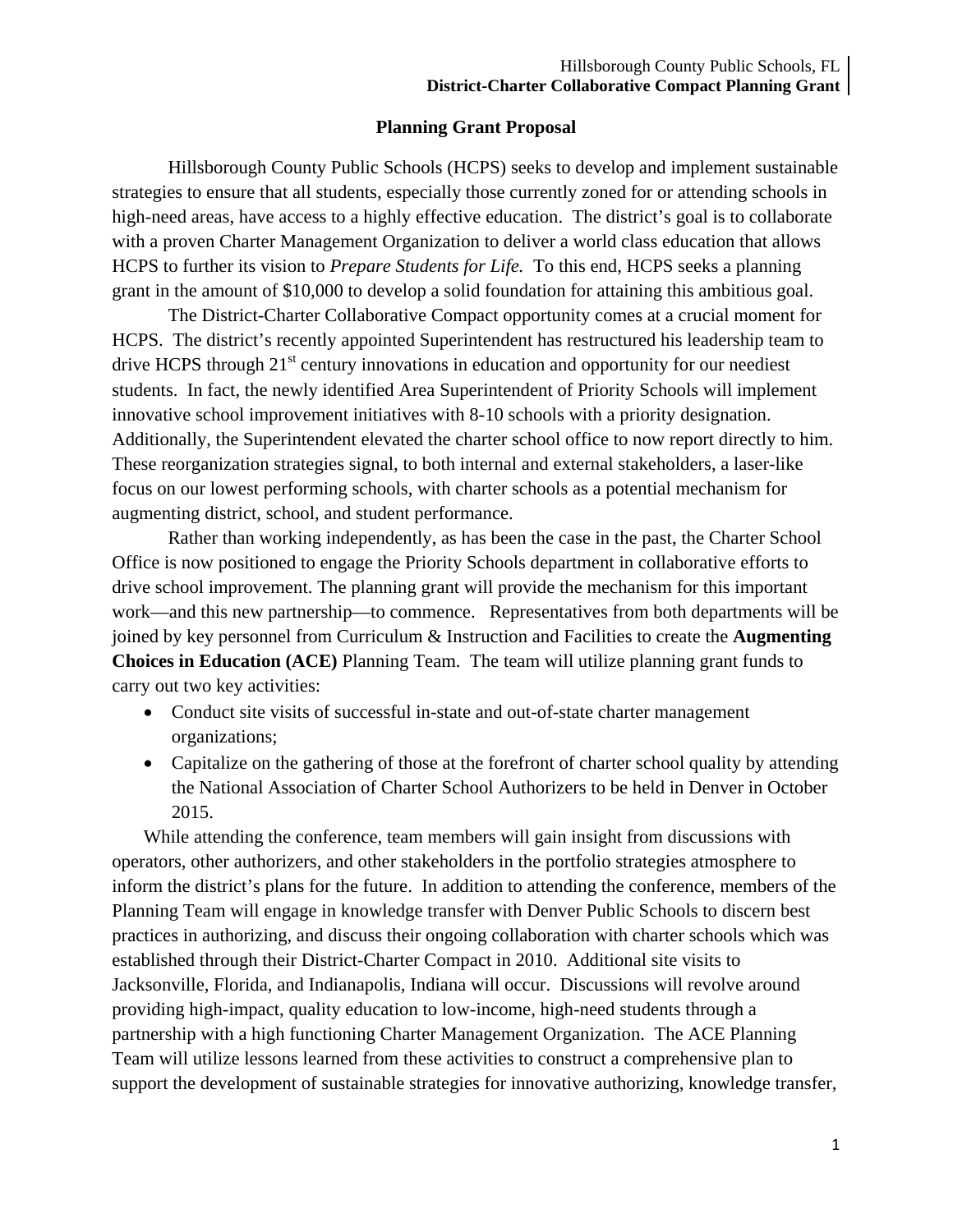## Planning Grant Proposal

Hillsborough County Public Schools (HCPS) seeks to develop and implement sustainable strategies to ensure that all students, especially those currently zoned for or attending schools in high-need areas, have access to a highly effective education. The district's goal is to collaborate with a proven Charter Management Organization to deliver a world class education that allows HCPS to further its vision to *Prepare Students for Life.* To this end, HCPS seeks a planning grant in the amount of $10,000 to develop a solid foundation for attaining this ambitious goal.

The District-Charter Collaborative Compact opportunity comes at a crucial moment for HCPS. The district's recently appointed Superintendent has restructured his leadership team to drive HCPS through 21st century innovations in education and opportunity for our neediest students. In fact, the newly identified Area Superintendent of Priority Schools will implement innovative school improvement initiatives with 8-10 schools with a priority designation. Additionally, the Superintendent elevated the charter school office to now report directly to him. These reorganization strategies signal, to both internal and external stakeholders, a laser-like focus on our lowest performing schools, with charter schools as a potential mechanism for augmenting district, school, and student performance.

Rather than working independently, as has been the case in the past, the Charter School Office is now positioned to engage the Priority Schools department in collaborative efforts to drive school improvement. The planning grant will provide the mechanism for this important work—and this new partnership—to commence. Representatives from both departments will be joined by key personnel from Curriculum & Instruction and Facilities to create the **Augmenting Choices in Education (ACE)** Planning Team. The team will utilize planning grant funds to carry out two key activities:

- Conduct site visits of successful in-state and out-of-state charter management organizations;
- Capitalize on the gathering of those at the forefront of charter school quality by attending the National Association of Charter School Authorizers to be held in Denver in October 2015.

While attending the conference, team members will gain insight from discussions with operators, other authorizers, and other stakeholders in the portfolio strategies atmosphere to inform the district's plans for the future. In addition to attending the conference, members of the Planning Team will engage in knowledge transfer with Denver Public Schools to discern best practices in authorizing, and discuss their ongoing collaboration with charter schools which was established through their District-Charter Compact in 2010. Additional site visits to Jacksonville, Florida, and Indianapolis, Indiana will occur. Discussions will revolve around providing high-impact, quality education to low-income, high-need students through a partnership with a high functioning Charter Management Organization. The ACE Planning Team will utilize lessons learned from these activities to construct a comprehensive plan to support the development of sustainable strategies for innovative authorizing, knowledge transfer,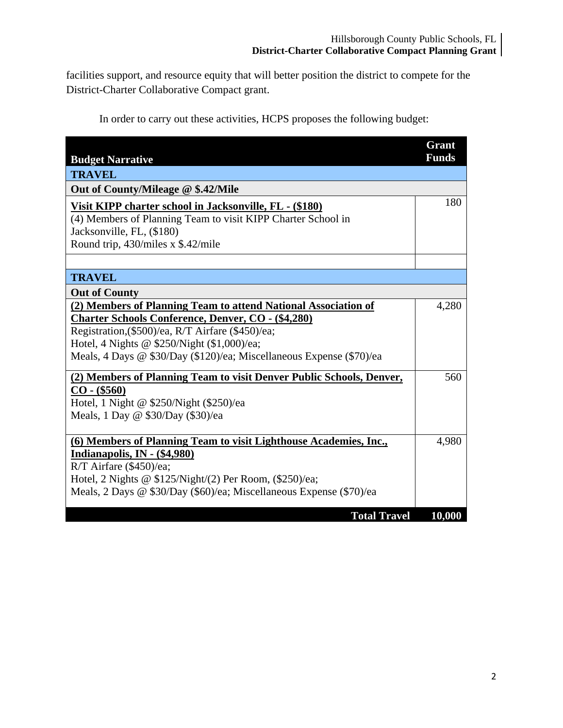facilities support, and resource equity that will better position the district to compete for the District-Charter Collaborative Compact grant.

In order to carry out these activities, HCPS proposes the following budget:

| **Budget Narrative** | **Grant Funds** |
|---|---|
| **TRAVEL** | |
| **Out of County/Mileage @ $.42/Mile** | |
| **Visit KIPP charter school in Jacksonville, FL - ($180)**<br>(4) Members of Planning Team to visit KIPP Charter School in Jacksonville, FL, ($180)<br>Round trip, 430/miles x $.42/mile | 180 |
| | |
| **TRAVEL** | |
| **Out of County** | |
| **(2) Members of Planning Team to attend National Association of Charter Schools Conference, Denver, CO - ($4,280)**<br>Registration,($500)/ea, R/T Airfare ($450)/ea;<br>Hotel, 4 Nights @ $250/Night ($1,000)/ea;<br>Meals, 4 Days @ $30/Day ($120)/ea; Miscellaneous Expense ($70)/ea | 4,280 |
| **(2) Members of Planning Team to visit Denver Public Schools, Denver, CO - ($560)**<br>Hotel, 1 Night @ $250/Night ($250)/ea<br>Meals, 1 Day @ $30/Day ($30)/ea | 560 |
| **(6) Members of Planning Team to visit Lighthouse Academies, Inc., Indianapolis, IN - ($4,980)**<br>R/T Airfare ($450)/ea;<br>Hotel, 2 Nights @ $125/Night/(2) Per Room, ($250)/ea;<br>Meals, 2 Days @ $30/Day ($60)/ea; Miscellaneous Expense ($70)/ea | 4,980 |
| **Total Travel** | **10,000** |